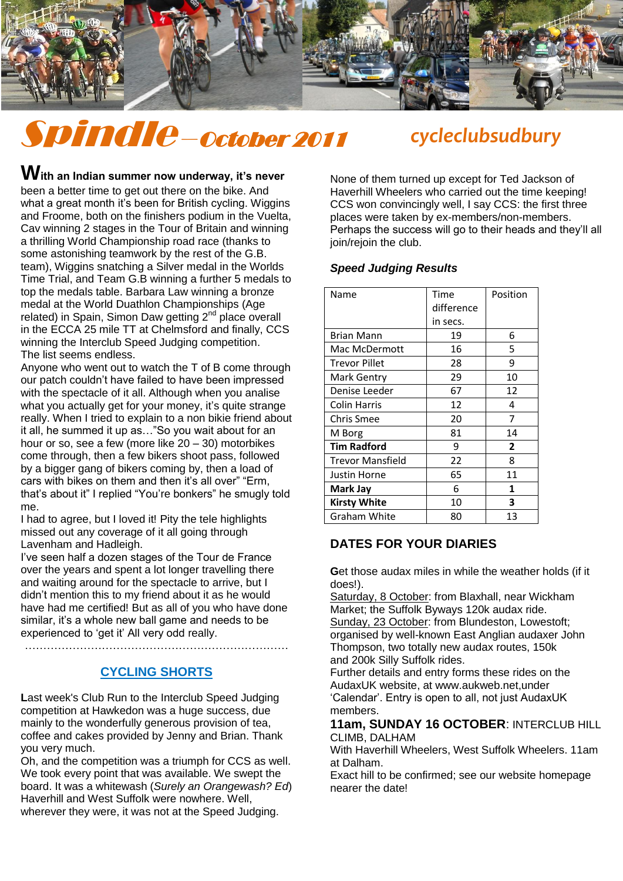# Spindle – October 2011

## cycleclubsudbury

**With an Indian summer now underway, it's never** been a better time to get out there on the bike. And what a great month it's been for British cycling. Wiggins and Froome, both on the finishers podium in the Vuelta, Cav winning 2 stages in the Tour of Britain and winning a thrilling World Championship road race (thanks to some astonishing teamwork by the rest of the G.B. team), Wiggins snatching a Silver medal in the Worlds Time Trial, and Team G.B winning a further 5 medals to top the medals table. Barbara Law winning a bronze medal at the World Duathlon Championships (Age related) in Spain, Simon Daw getting 2nd place overall in the ECCA 25 mile TT at Chelmsford and finally, CCS winning the Interclub Speed Judging competition.
The list seems endless.
Anyone who went out to watch the T of B come through our patch couldn't have failed to have been impressed with the spectacle of it all. Although when you analise what you actually get for your money, it's quite strange really. When I tried to explain to a non bikie friend about it all, he summed it up as…"So you wait about for an hour or so, see a few (more like 20 – 30) motorbikes come through, then a few bikers shoot pass, followed by a bigger gang of bikers coming by, then a load of cars with bikes on them and then it's all over" "Erm, that's about it" I replied "You're bonkers" he smugly told me.
I had to agree, but I loved it! Pity the tele highlights missed out any coverage of it all going through Lavenham and Hadleigh.
I've seen half a dozen stages of the Tour de France over the years and spent a lot longer travelling there and waiting around for the spectacle to arrive, but I didn't mention this to my friend about it as he would have had me certified! But as all of you who have done similar, it's a whole new ball game and needs to be experienced to 'get it' All very odd really.

……………………………………………………………………

## CYCLING SHORTS

Last week's Club Run to the Interclub Speed Judging competition at Hawkedon was a huge success, due mainly to the wonderfully generous provision of tea, coffee and cakes provided by Jenny and Brian. Thank you very much.
Oh, and the competition was a triumph for CCS as well. We took every point that was available. We swept the board. It was a whitewash (*Surely an Orangewash? Ed*) Haverhill and West Suffolk were nowhere. Well, wherever they were, it was not at the Speed Judging.
None of them turned up except for Ted Jackson of Haverhill Wheelers who carried out the time keeping! CCS won convincingly well, I say CCS: the first three places were taken by ex-members/non-members. Perhaps the success will go to their heads and they'll all join/rejoin the club.

***Speed Judging Results***

| Name | Time difference in secs. | Position |
|---|---|---|
| Brian Mann | 19 | 6 |
| Mac McDermott | 16 | 5 |
| Trevor Pillet | 28 | 9 |
| Mark Gentry | 29 | 10 |
| Denise Leeder | 67 | 12 |
| Colin Harris | 12 | 4 |
| Chris Smee | 20 | 7 |
| M Borg | 81 | 14 |
| **Tim Radford** | 9 | **2** |
| Trevor Mansfield | 22 | 8 |
| Justin Horne | 65 | 11 |
| **Mark Jay** | 6 | **1** |
| **Kirsty White** | 10 | **3** |
| Graham White | 80 | 13 |

## DATES FOR YOUR DIARIES

Get those audax miles in while the weather holds (if it does!).
Saturday, 8 October: from Blaxhall, near Wickham Market; the Suffolk Byways 120k audax ride.
Sunday, 23 October: from Blundeston, Lowestoft; organised by well-known East Anglian audaxer John Thompson, two totally new audax routes, 150k and 200k Silly Suffolk rides.
Further details and entry forms these rides on the AudaxUK website, at www.aukweb.net,under 'Calendar'. Entry is open to all, not just AudaxUK members.

**11am, SUNDAY 16 OCTOBER**: INTERCLUB HILL CLIMB, DALHAM
With Haverhill Wheelers, West Suffolk Wheelers. 11am at Dalham.
Exact hill to be confirmed; see our website homepage nearer the date!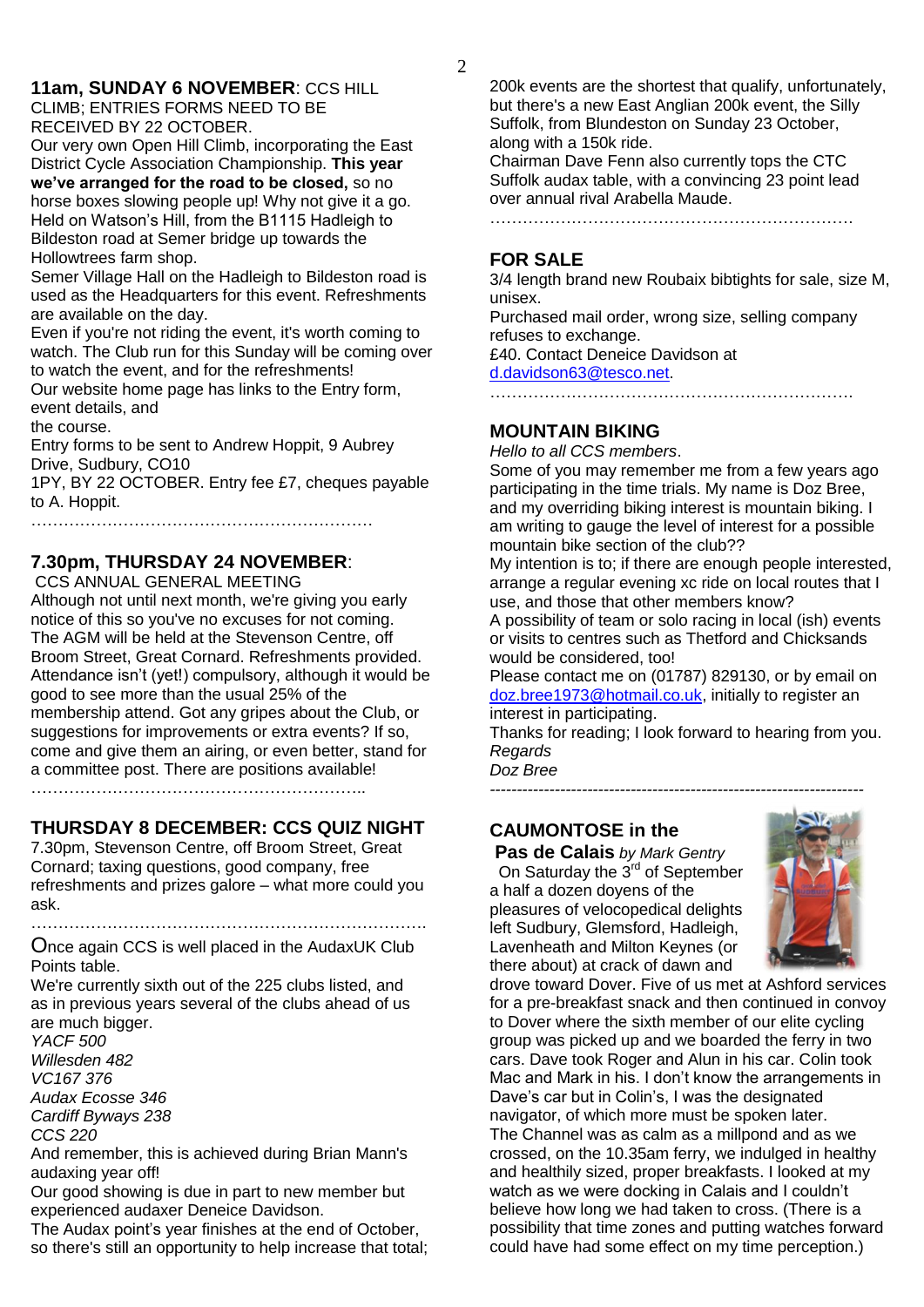**11am, SUNDAY 6 NOVEMBER**: CCS HILL CLIMB; ENTRIES FORMS NEED TO BE RECEIVED BY 22 OCTOBER.

Our very own Open Hill Climb, incorporating the East District Cycle Association Championship. **This year we've arranged for the road to be closed,** so no horse boxes slowing people up! Why not give it a go. Held on Watson's Hill, from the B1115 Hadleigh to Bildeston road at Semer bridge up towards the Hollowtrees farm shop.

Semer Village Hall on the Hadleigh to Bildeston road is used as the Headquarters for this event. Refreshments are available on the day.

Even if you're not riding the event, it's worth coming to watch. The Club run for this Sunday will be coming over to watch the event, and for the refreshments!

Our website home page has links to the Entry form, event details, and the course.

Entry forms to be sent to Andrew Hoppit, 9 Aubrey Drive, Sudbury, CO10 1PY, BY 22 OCTOBER. Entry fee £7, cheques payable to A. Hoppit.

……………………………………………………

**7.30pm, THURSDAY 24 NOVEMBER**: CCS ANNUAL GENERAL MEETING

Although not until next month, we're giving you early notice of this so you've no excuses for not coming. The AGM will be held at the Stevenson Centre, off Broom Street, Great Cornard. Refreshments provided. Attendance isn't (yet!) compulsory, although it would be good to see more than the usual 25% of the membership attend. Got any gripes about the Club, or suggestions for improvements or extra events? If so, come and give them an airing, or even better, stand for a committee post. There are positions available!

……………………………………………………..

**THURSDAY 8 DECEMBER: CCS QUIZ NIGHT**

7.30pm, Stevenson Centre, off Broom Street, Great Cornard; taxing questions, good company, free refreshments and prizes galore – what more could you ask.

…………………………………………………………………

Once again CCS is well placed in the AudaxUK Club Points table.

We're currently sixth out of the 225 clubs listed, and as in previous years several of the clubs ahead of us are much bigger.

*YACF 500*
*Willesden 482*
*VC167 376*
*Audax Ecosse 346*
*Cardiff Byways 238*
*CCS 220*

And remember, this is achieved during Brian Mann's audaxing year off!

Our good showing is due in part to new member but experienced audaxer Deneice Davidson.

The Audax point's year finishes at the end of October, so there's still an opportunity to help increase that total; 200k events are the shortest that qualify, unfortunately, but there's a new East Anglian 200k event, the Silly Suffolk, from Blundeston on Sunday 23 October, along with a 150k ride.

Chairman Dave Fenn also currently tops the CTC Suffolk audax table, with a convincing 23 point lead over annual rival Arabella Maude.

…………………………………………………………

## FOR SALE

3/4 length brand new Roubaix bibtights for sale, size M, unisex.

Purchased mail order, wrong size, selling company refuses to exchange.

£40. Contact Deneice Davidson at d.davidson63@tesco.net.

…………………………………………………………

## MOUNTAIN BIKING

*Hello to all CCS members*.

Some of you may remember me from a few years ago participating in the time trials. My name is Doz Bree, and my overriding biking interest is mountain biking. I am writing to gauge the level of interest for a possible mountain bike section of the club??

My intention is to; if there are enough people interested, arrange a regular evening xc ride on local routes that I use, and those that other members know?

A possibility of team or solo racing in local (ish) events or visits to centres such as Thetford and Chicksands would be considered, too!

Please contact me on (01787) 829130, or by email on doz.bree1973@hotmail.co.uk, initially to register an interest in participating.

Thanks for reading; I look forward to hearing from you.

*Regards*
*Doz Bree*

--------------------------------------------------------------------

## CAUMONTOSE in the Pas de Calais *by Mark Gentry*

On Saturday the 3rd of September a half a dozen doyens of the pleasures of velocopedical delights left Sudbury, Glemsford, Hadleigh, Lavenheath and Milton Keynes (or there about) at crack of dawn and drove toward Dover. Five of us met at Ashford services for a pre-breakfast snack and then continued in convoy to Dover where the sixth member of our elite cycling group was picked up and we boarded the ferry in two cars. Dave took Roger and Alun in his car. Colin took Mac and Mark in his. I don't know the arrangements in Dave's car but in Colin's, I was the designated navigator, of which more must be spoken later.

The Channel was as calm as a millpond and as we crossed, on the 10.35am ferry, we indulged in healthy and healthily sized, proper breakfasts. I looked at my watch as we were docking in Calais and I couldn't believe how long we had taken to cross. (There is a possibility that time zones and putting watches forward could have had some effect on my time perception.)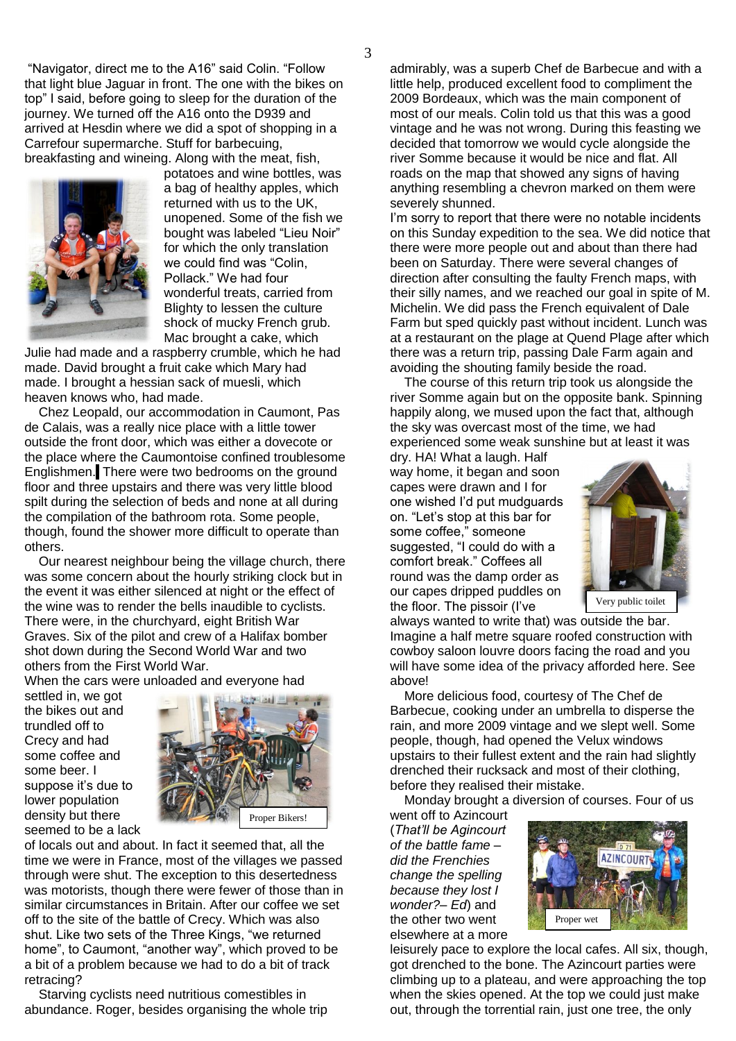"Navigator, direct me to the A16" said Colin. "Follow that light blue Jaguar in front. The one with the bikes on top" I said, before going to sleep for the duration of the journey. We turned off the A16 onto the D939 and arrived at Hesdin where we did a spot of shopping in a Carrefour supermarche. Stuff for barbecuing, breakfasting and wineing. Along with the meat, fish, potatoes and wine bottles, was a bag of healthy apples, which returned with us to the UK, unopened. Some of the fish we bought was labeled "Lieu Noir" for which the only translation we could find was "Colin, Pollack." We had four wonderful treats, carried from Blighty to lessen the culture shock of mucky French grub. Mac brought a cake, which Julie had made and a raspberry crumble, which he had made. David brought a fruit cake which Mary had made. I brought a hessian sack of muesli, which heaven knows who, had made.

Chez Leopald, our accommodation in Caumont, Pas de Calais, was a really nice place with a little tower outside the front door, which was either a dovecote or the place where the Caumontoise confined troublesome Englishmen. There were two bedrooms on the ground floor and three upstairs and there was very little blood spilt during the selection of beds and none at all during the compilation of the bathroom rota. Some people, though, found the shower more difficult to operate than others.

Our nearest neighbour being the village church, there was some concern about the hourly striking clock but in the event it was either silenced at night or the effect of the wine was to render the bells inaudible to cyclists. There were, in the churchyard, eight British War Graves. Six of the pilot and crew of a Halifax bomber shot down during the Second World War and two others from the First World War.

When the cars were unloaded and everyone had settled in, we got the bikes out and trundled off to Crecy and had some coffee and some beer. I suppose it's due to lower population density but there seemed to be a lack of locals out and about. In fact it seemed that, all the time we were in France, most of the villages we passed through were shut. The exception to this desertedness was motorists, though there were fewer of those than in similar circumstances in Britain. After our coffee we set off to the site of the battle of Crecy. Which was also shut. Like two sets of the Three Kings, "we returned home", to Caumont, "another way", which proved to be a bit of a problem because we had to do a bit of track retracing?

Proper Bikers!

Starving cyclists need nutritious comestibles in abundance. Roger, besides organising the whole trip admirably, was a superb Chef de Barbecue and with a little help, produced excellent food to compliment the 2009 Bordeaux, which was the main component of most of our meals. Colin told us that this was a good vintage and he was not wrong. During this feasting we decided that tomorrow we would cycle alongside the river Somme because it would be nice and flat. All roads on the map that showed any signs of having anything resembling a chevron marked on them were severely shunned.

I'm sorry to report that there were no notable incidents on this Sunday expedition to the sea. We did notice that there were more people out and about than there had been on Saturday. There were several changes of direction after consulting the faulty French maps, with their silly names, and we reached our goal in spite of M. Michelin. We did pass the French equivalent of Dale Farm but sped quickly past without incident. Lunch was at a restaurant on the plage at Quend Plage after which there was a return trip, passing Dale Farm again and avoiding the shouting family beside the road.

The course of this return trip took us alongside the river Somme again but on the opposite bank. Spinning happily along, we mused upon the fact that, although the sky was overcast most of the time, we had experienced some weak sunshine but at least it was dry. HA! What a laugh. Half way home, it began and soon capes were drawn and I for one wished I'd put mudguards on. "Let's stop at this bar for some coffee," someone suggested, "I could do with a comfort break." Coffees all round was the damp order as our capes dripped puddles on the floor. The pissoir (I've always wanted to write that) was outside the bar. Imagine a half metre square roofed construction with cowboy saloon louvre doors facing the road and you will have some idea of the privacy afforded here. See above!

Very public toilet

More delicious food, courtesy of The Chef de Barbecue, cooking under an umbrella to disperse the rain, and more 2009 vintage and we slept well. Some people, though, had opened the Velux windows upstairs to their fullest extent and the rain had slightly drenched their rucksack and most of their clothing, before they realised their mistake.

Monday brought a diversion of courses. Four of us went off to Azincourt (*That'll be Agincourt of the battle fame – did the Frenchies change the spelling because they lost I wonder?– Ed*) and the other two went elsewhere at a more leisurely pace to explore the local cafes. All six, though, got drenched to the bone. The Azincourt parties were climbing up to a plateau, and were approaching the top when the skies opened. At the top we could just make out, through the torrential rain, just one tree, the only

Proper wet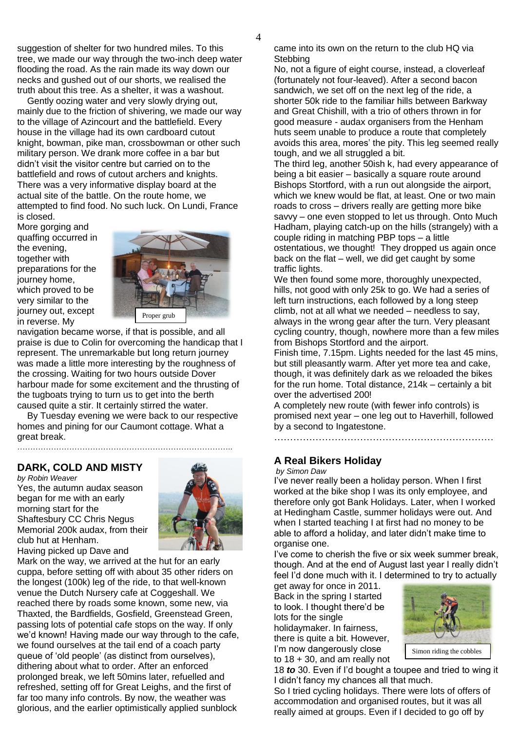suggestion of shelter for two hundred miles. To this tree, we made our way through the two-inch deep water flooding the road. As the rain made its way down our necks and gushed out of our shorts, we realised the truth about this tree. As a shelter, it was a washout.

Gently oozing water and very slowly drying out, mainly due to the friction of shivering, we made our way to the village of Azincourt and the battlefield. Every house in the village had its own cardboard cutout knight, bowman, pike man, crossbowman or other such military person. We drank more coffee in a bar but didn't visit the visitor centre but carried on to the battlefield and rows of cutout archers and knights. There was a very informative display board at the actual site of the battle. On the route home, we attempted to find food. No such luck. On Lundi, France is closed.

More gorging and quaffing occurred in the evening, together with preparations for the journey home, which proved to be very similar to the journey out, except in reverse. My navigation became worse, if that is possible, and all praise is due to Colin for overcoming the handicap that I represent. The unremarkable but long return journey was made a little more interesting by the roughness of the crossing. Waiting for two hours outside Dover harbour made for some excitement and the thrusting of the tugboats trying to turn us to get into the berth caused quite a stir. It certainly stirred the water.

Proper grub

By Tuesday evening we were back to our respective homes and pining for our Caumont cottage. What a great break.

.................................................................................

## DARK, COLD AND MISTY

*by Robin Weaver*

Yes, the autumn audax season began for me with an early morning start for the Shaftesbury CC Chris Negus Memorial 200k audax, from their club hut at Henham. Having picked up Dave and Mark on the way, we arrived at the hut for an early cuppa, before setting off with about 35 other riders on the longest (100k) leg of the ride, to that well-known venue the Dutch Nursery cafe at Coggeshall. We reached there by roads some known, some new, via Thaxted, the Bardfields, Gosfield, Greenstead Green, passing lots of potential cafe stops on the way. If only we'd known! Having made our way through to the cafe, we found ourselves at the tail end of a coach party queue of 'old people' (as distinct from ourselves), dithering about what to order. After an enforced prolonged break, we left 50mins later, refuelled and refreshed, setting off for Great Leighs, and the first of far too many info controls. By now, the weather was glorious, and the earlier optimistically applied sunblock came into its own on the return to the club HQ via Stebbing

No, not a figure of eight course, instead, a cloverleaf (fortunately not four-leaved). After a second bacon sandwich, we set off on the next leg of the ride, a shorter 50k ride to the familiar hills between Barkway and Great Chishill, with a trio of others thrown in for good measure - audax organisers from the Henham huts seem unable to produce a route that completely avoids this area, mores' the pity. This leg seemed really tough, and we all struggled a bit.

The third leg, another 50ish k, had every appearance of being a bit easier – basically a square route around Bishops Stortford, with a run out alongside the airport, which we knew would be flat, at least. One or two main roads to cross – drivers really are getting more bike savvy – one even stopped to let us through. Onto Much Hadham, playing catch-up on the hills (strangely) with a couple riding in matching PBP tops – a little ostentatious, we thought! They dropped us again once back on the flat – well, we did get caught by some traffic lights.

We then found some more, thoroughly unexpected, hills, not good with only 25k to go. We had a series of left turn instructions, each followed by a long steep climb, not at all what we needed – needless to say, always in the wrong gear after the turn. Very pleasant cycling country, though, nowhere more than a few miles from Bishops Stortford and the airport.

Finish time, 7.15pm. Lights needed for the last 45 mins, but still pleasantly warm. After yet more tea and cake, though, it was definitely dark as we reloaded the bikes for the run home. Total distance, 214k – certainly a bit over the advertised 200!

A completely new route (with fewer info controls) is promised next year – one leg out to Haverhill, followed by a second to Ingatestone.

.................................................................

## A Real Bikers Holiday

*by Simon Daw*

I've never really been a holiday person. When I first worked at the bike shop I was its only employee, and therefore only got Bank Holidays. Later, when I worked at Hedingham Castle, summer holidays were out. And when I started teaching I at first had no money to be able to afford a holiday, and later didn't make time to organise one.

I've come to cherish the five or six week summer break, though. And at the end of August last year I really didn't feel I'd done much with it. I determined to try to actually get away for once in 2011.

Back in the spring I started to look. I thought there'd be lots for the single holidaymaker. In fairness, there is quite a bit. However, I'm now dangerously close to 18 + 30, and am really not 18 ***to*** 30. Even if I'd bought a toupee and tried to wing it I didn't fancy my chances all that much.

Simon riding the cobbles

So I tried cycling holidays. There were lots of offers of accommodation and organised routes, but it was all really aimed at groups. Even if I decided to go off by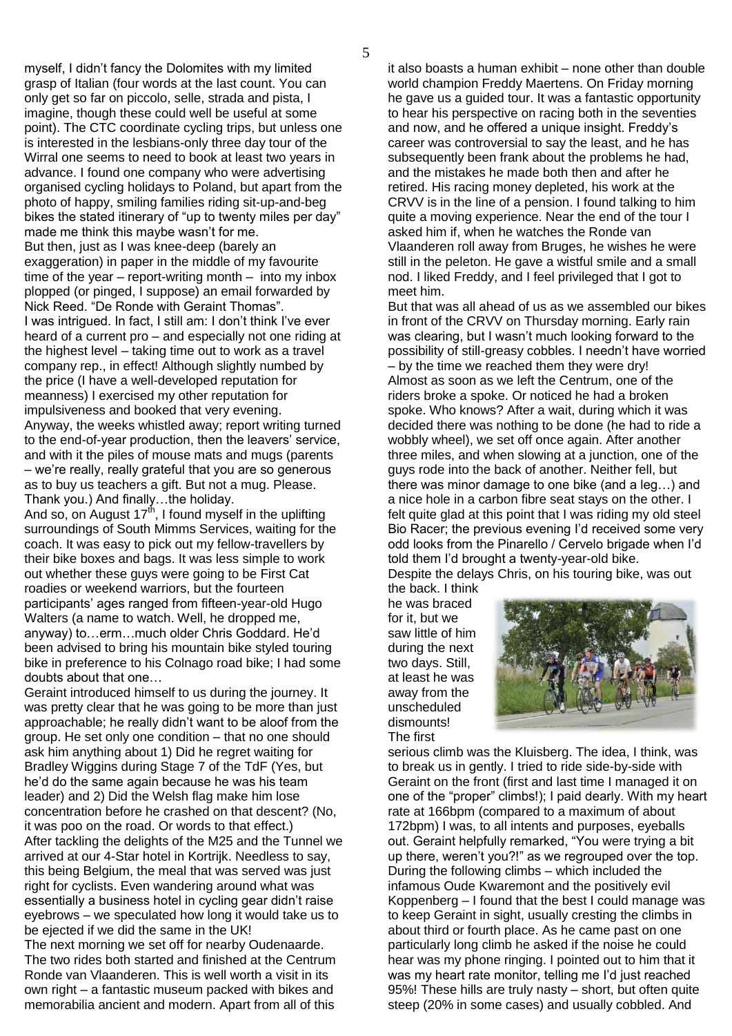myself, I didn't fancy the Dolomites with my limited grasp of Italian (four words at the last count. You can only get so far on piccolo, selle, strada and pista, I imagine, though these could well be useful at some point). The CTC coordinate cycling trips, but unless one is interested in the lesbians-only three day tour of the Wirral one seems to need to book at least two years in advance. I found one company who were advertising organised cycling holidays to Poland, but apart from the photo of happy, smiling families riding sit-up-and-beg bikes the stated itinerary of "up to twenty miles per day" made me think this maybe wasn't for me.

But then, just as I was knee-deep (barely an exaggeration) in paper in the middle of my favourite time of the year – report-writing month – into my inbox plopped (or pinged, I suppose) an email forwarded by Nick Reed. "De Ronde with Geraint Thomas".

I was intrigued. In fact, I still am: I don't think I've ever heard of a current pro – and especially not one riding at the highest level – taking time out to work as a travel company rep., in effect! Although slightly numbed by the price (I have a well-developed reputation for meanness) I exercised my other reputation for impulsiveness and booked that very evening.

Anyway, the weeks whistled away; report writing turned to the end-of-year production, then the leavers' service, and with it the piles of mouse mats and mugs (parents – we're really, really grateful that you are so generous as to buy us teachers a gift. But not a mug. Please. Thank you.) And finally…the holiday.

And so, on August 17th, I found myself in the uplifting surroundings of South Mimms Services, waiting for the coach. It was easy to pick out my fellow-travellers by their bike boxes and bags. It was less simple to work out whether these guys were going to be First Cat roadies or weekend warriors, but the fourteen participants' ages ranged from fifteen-year-old Hugo Walters (a name to watch. Well, he dropped me, anyway) to…erm…much older Chris Goddard. He'd been advised to bring his mountain bike styled touring bike in preference to his Colnago road bike; I had some doubts about that one…

Geraint introduced himself to us during the journey. It was pretty clear that he was going to be more than just approachable; he really didn't want to be aloof from the group. He set only one condition – that no one should ask him anything about 1) Did he regret waiting for Bradley Wiggins during Stage 7 of the TdF (Yes, but he'd do the same again because he was his team leader) and 2) Did the Welsh flag make him lose concentration before he crashed on that descent? (No, it was poo on the road. Or words to that effect.)

After tackling the delights of the M25 and the Tunnel we arrived at our 4-Star hotel in Kortrijk. Needless to say, this being Belgium, the meal that was served was just right for cyclists. Even wandering around what was essentially a business hotel in cycling gear didn't raise eyebrows – we speculated how long it would take us to be ejected if we did the same in the UK!

The next morning we set off for nearby Oudenaarde. The two rides both started and finished at the Centrum Ronde van Vlaanderen. This is well worth a visit in its own right – a fantastic museum packed with bikes and memorabilia ancient and modern. Apart from all of this it also boasts a human exhibit – none other than double world champion Freddy Maertens. On Friday morning he gave us a guided tour. It was a fantastic opportunity to hear his perspective on racing both in the seventies and now, and he offered a unique insight. Freddy's career was controversial to say the least, and he has subsequently been frank about the problems he had, and the mistakes he made both then and after he retired. His racing money depleted, his work at the CRVV is in the line of a pension. I found talking to him quite a moving experience. Near the end of the tour I asked him if, when he watches the Ronde van Vlaanderen roll away from Bruges, he wishes he were still in the peleton. He gave a wistful smile and a small nod. I liked Freddy, and I feel privileged that I got to meet him.

But that was all ahead of us as we assembled our bikes in front of the CRVV on Thursday morning. Early rain was clearing, but I wasn't much looking forward to the possibility of still-greasy cobbles. I needn't have worried – by the time we reached them they were dry!

Almost as soon as we left the Centrum, one of the riders broke a spoke. Or noticed he had a broken spoke. Who knows? After a wait, during which it was decided there was nothing to be done (he had to ride a wobbly wheel), we set off once again. After another three miles, and when slowing at a junction, one of the guys rode into the back of another. Neither fell, but there was minor damage to one bike (and a leg…) and a nice hole in a carbon fibre seat stays on the other. I felt quite glad at this point that I was riding my old steel Bio Racer; the previous evening I'd received some very odd looks from the Pinarello / Cervelo brigade when I'd told them I'd brought a twenty-year-old bike.

Despite the delays Chris, on his touring bike, was out the back. I think he was braced for it, but we saw little of him during the next two days. Still, at least he was away from the unscheduled dismounts!

The first serious climb was the Kluisberg. The idea, I think, was to break us in gently. I tried to ride side-by-side with Geraint on the front (first and last time I managed it on one of the "proper" climbs!); I paid dearly. With my heart rate at 166bpm (compared to a maximum of about 172bpm) I was, to all intents and purposes, eyeballs out. Geraint helpfully remarked, "You were trying a bit up there, weren't you?!" as we regrouped over the top. During the following climbs – which included the infamous Oude Kwaremont and the positively evil Koppenberg – I found that the best I could manage was to keep Geraint in sight, usually cresting the climbs in about third or fourth place. As he came past on one particularly long climb he asked if the noise he could hear was my phone ringing. I pointed out to him that it was my heart rate monitor, telling me I'd just reached 95%! These hills are truly nasty – short, but often quite steep (20% in some cases) and usually cobbled. And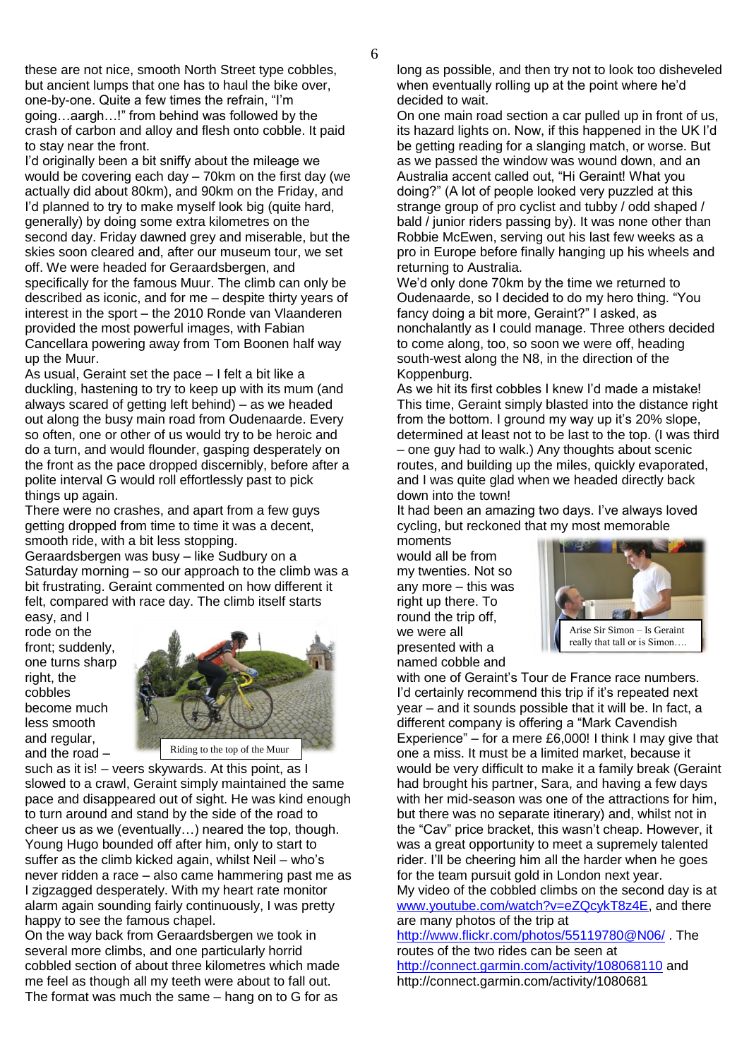these are not nice, smooth North Street type cobbles, but ancient lumps that one has to haul the bike over, one-by-one. Quite a few times the refrain, "I'm going…aargh…!" from behind was followed by the crash of carbon and alloy and flesh onto cobble. It paid to stay near the front.

I'd originally been a bit sniffy about the mileage we would be covering each day – 70km on the first day (we actually did about 80km), and 90km on the Friday, and I'd planned to try to make myself look big (quite hard, generally) by doing some extra kilometres on the second day. Friday dawned grey and miserable, but the skies soon cleared and, after our museum tour, we set off. We were headed for Geraardsbergen, and specifically for the famous Muur. The climb can only be described as iconic, and for me – despite thirty years of interest in the sport – the 2010 Ronde van Vlaanderen provided the most powerful images, with Fabian Cancellara powering away from Tom Boonen half way up the Muur.

As usual, Geraint set the pace – I felt a bit like a duckling, hastening to try to keep up with its mum (and always scared of getting left behind) – as we headed out along the busy main road from Oudenaarde. Every so often, one or other of us would try to be heroic and do a turn, and would flounder, gasping desperately on the front as the pace dropped discernibly, before after a polite interval G would roll effortlessly past to pick things up again.

There were no crashes, and apart from a few guys getting dropped from time to time it was a decent, smooth ride, with a bit less stopping.

Geraardsbergen was busy – like Sudbury on a Saturday morning – so our approach to the climb was a bit frustrating. Geraint commented on how different it felt, compared with race day. The climb itself starts easy, and I rode on the front; suddenly, one turns sharp right, the cobbles become much less smooth and regular, and the road – such as it is! – veers skywards. At this point, as I slowed to a crawl, Geraint simply maintained the same pace and disappeared out of sight. He was kind enough to turn around and stand by the side of the road to cheer us as we (eventually…) neared the top, though. Young Hugo bounded off after him, only to start to suffer as the climb kicked again, whilst Neil – who's never ridden a race – also came hammering past me as I zigzagged desperately. With my heart rate monitor alarm again sounding fairly continuously, I was pretty happy to see the famous chapel.

Riding to the top of the Muur

On the way back from Geraardsbergen we took in several more climbs, and one particularly horrid cobbled section of about three kilometres which made me feel as though all my teeth were about to fall out. The format was much the same – hang on to G for as long as possible, and then try not to look too disheveled when eventually rolling up at the point where he'd decided to wait.

On one main road section a car pulled up in front of us, its hazard lights on. Now, if this happened in the UK I'd be getting reading for a slanging match, or worse. But as we passed the window was wound down, and an Australia accent called out, "Hi Geraint! What you doing?" (A lot of people looked very puzzled at this strange group of pro cyclist and tubby / odd shaped / bald / junior riders passing by). It was none other than Robbie McEwen, serving out his last few weeks as a pro in Europe before finally hanging up his wheels and returning to Australia.

We'd only done 70km by the time we returned to Oudenaarde, so I decided to do my hero thing. "You fancy doing a bit more, Geraint?" I asked, as nonchalantly as I could manage. Three others decided to come along, too, so soon we were off, heading south-west along the N8, in the direction of the Koppenburg.

As we hit its first cobbles I knew I'd made a mistake! This time, Geraint simply blasted into the distance right from the bottom. I ground my way up it's 20% slope, determined at least not to be last to the top. (I was third – one guy had to walk.) Any thoughts about scenic routes, and building up the miles, quickly evaporated, and I was quite glad when we headed directly back down into the town!

It had been an amazing two days. I've always loved cycling, but reckoned that my most memorable moments would all be from my twenties. Not so any more – this was right up there. To round the trip off, we were all presented with a named cobble and with one of Geraint's Tour de France race numbers.

Arise Sir Simon – Is Geraint really that tall or is Simon….

I'd certainly recommend this trip if it's repeated next year – and it sounds possible that it will be. In fact, a different company is offering a "Mark Cavendish Experience" – for a mere £6,000! I think I may give that one a miss. It must be a limited market, because it would be very difficult to make it a family break (Geraint had brought his partner, Sara, and having a few days with her mid-season was one of the attractions for him, but there was no separate itinerary) and, whilst not in the "Cav" price bracket, this wasn't cheap. However, it was a great opportunity to meet a supremely talented rider. I'll be cheering him all the harder when he goes for the team pursuit gold in London next year.

My video of the cobbled climbs on the second day is at www.youtube.com/watch?v=eZQcykT8z4E, and there are many photos of the trip at http://www.flickr.com/photos/55119780@N06/ . The routes of the two rides can be seen at http://connect.garmin.com/activity/108068110 and http://connect.garmin.com/activity/1080681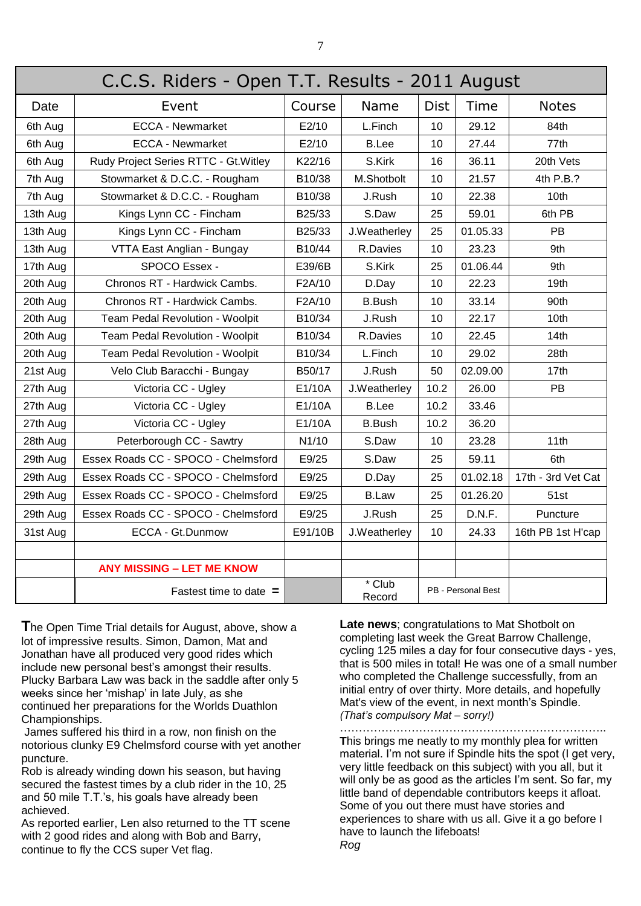| C.C.S. Riders - Open T.T. Results - 2011 August | | | | | | |
|---|---|---|---|---|---|---|
| Date | Event | Course | Name | Dist | Time | Notes |
| 6th Aug | ECCA - Newmarket | E2/10 | L.Finch | 10 | 29.12 | 84th |
| 6th Aug | ECCA - Newmarket | E2/10 | B.Lee | 10 | 27.44 | 77th |
| 6th Aug | Rudy Project Series RTTC - Gt.Witley | K22/16 | S.Kirk | 16 | 36.11 | 20th Vets |
| 7th Aug | Stowmarket & D.C.C. - Rougham | B10/38 | M.Shotbolt | 10 | 21.57 | 4th P.B.? |
| 7th Aug | Stowmarket & D.C.C. - Rougham | B10/38 | J.Rush | 10 | 22.38 | 10th |
| 13th Aug | Kings Lynn CC - Fincham | B25/33 | S.Daw | 25 | 59.01 | 6th PB |
| 13th Aug | Kings Lynn CC - Fincham | B25/33 | J.Weatherley | 25 | 01.05.33 | PB |
| 13th Aug | VTTA East Anglian - Bungay | B10/44 | R.Davies | 10 | 23.23 | 9th |
| 17th Aug | SPOCO Essex - | E39/6B | S.Kirk | 25 | 01.06.44 | 9th |
| 20th Aug | Chronos RT - Hardwick Cambs. | F2A/10 | D.Day | 10 | 22.23 | 19th |
| 20th Aug | Chronos RT - Hardwick Cambs. | F2A/10 | B.Bush | 10 | 33.14 | 90th |
| 20th Aug | Team Pedal Revolution - Woolpit | B10/34 | J.Rush | 10 | 22.17 | 10th |
| 20th Aug | Team Pedal Revolution - Woolpit | B10/34 | R.Davies | 10 | 22.45 | 14th |
| 20th Aug | Team Pedal Revolution - Woolpit | B10/34 | L.Finch | 10 | 29.02 | 28th |
| 21st Aug | Velo Club Baracchi - Bungay | B50/17 | J.Rush | 50 | 02.09.00 | 17th |
| 27th Aug | Victoria CC - Ugley | E1/10A | J.Weatherley | 10.2 | 26.00 | PB |
| 27th Aug | Victoria CC - Ugley | E1/10A | B.Lee | 10.2 | 33.46 | |
| 27th Aug | Victoria CC - Ugley | E1/10A | B.Bush | 10.2 | 36.20 | |
| 28th Aug | Peterborough CC - Sawtry | N1/10 | S.Daw | 10 | 23.28 | 11th |
| 29th Aug | Essex Roads CC - SPOCO - Chelmsford | E9/25 | S.Daw | 25 | 59.11 | 6th |
| 29th Aug | Essex Roads CC - SPOCO - Chelmsford | E9/25 | D.Day | 25 | 01.02.18 | 17th - 3rd Vet Cat |
| 29th Aug | Essex Roads CC - SPOCO - Chelmsford | E9/25 | B.Law | 25 | 01.26.20 | 51st |
| 29th Aug | Essex Roads CC - SPOCO - Chelmsford | E9/25 | J.Rush | 25 | D.N.F. | Puncture |
| 31st Aug | ECCA - Gt.Dunmow | E91/10B | J.Weatherley | 10 | 24.33 | 16th PB 1st H'cap |
| | | | | | | |
| | **ANY MISSING – LET ME KNOW** | | | | | |
| | Fastest time to date = | | * Club Record | PB - Personal Best | | |

**T**he Open Time Trial details for August, above, show a lot of impressive results. Simon, Damon, Mat and Jonathan have all produced very good rides which include new personal best's amongst their results. Plucky Barbara Law was back in the saddle after only 5 weeks since her 'mishap' in late July, as she continued her preparations for the Worlds Duathlon Championships.

James suffered his third in a row, non finish on the notorious clunky E9 Chelmsford course with yet another puncture.

Rob is already winding down his season, but having secured the fastest times by a club rider in the 10, 25 and 50 mile T.T.'s, his goals have already been achieved.

As reported earlier, Len also returned to the TT scene with 2 good rides and along with Bob and Barry, continue to fly the CCS super Vet flag.

**Late news**; congratulations to Mat Shotbolt on completing last week the Great Barrow Challenge, cycling 125 miles a day for four consecutive days - yes, that is 500 miles in total! He was one of a small number who completed the Challenge successfully, from an initial entry of over thirty. More details, and hopefully Mat's view of the event, in next month's Spindle. *(That's compulsory Mat – sorry!)*

……………………………………………………………..

**T**his brings me neatly to my monthly plea for written material. I'm not sure if Spindle hits the spot (I get very, very little feedback on this subject) with you all, but it will only be as good as the articles I'm sent. So far, my little band of dependable contributors keeps it afloat. Some of you out there must have stories and experiences to share with us all. Give it a go before I have to launch the lifeboats!

*Rog*